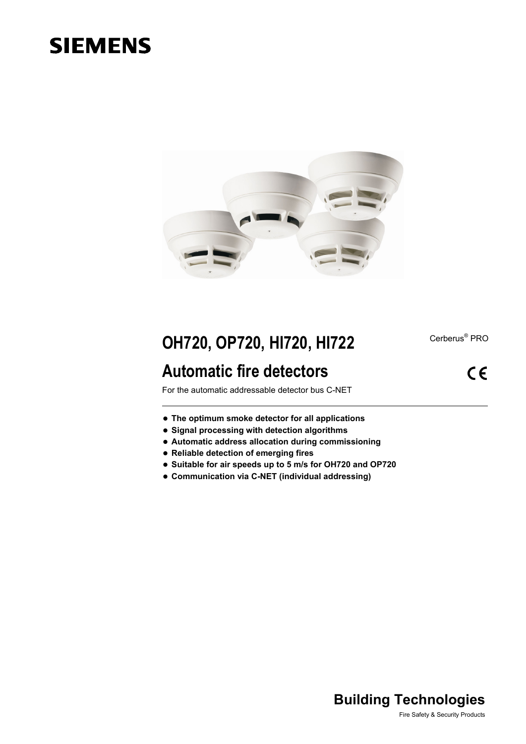SIEMENS

# OH720, OP720, HI720, HI722

Cerberus® PRO

## Automatic fire detectors

CE

For the automatic addressable detector bus C-NET

- **The optimum smoke detector for all applications**
- **Signal processing with detection algorithms**
- **Automatic address allocation during commissioning**
- **Reliable detection of emerging fires**
- **Suitable for air speeds up to 5 m/s for OH720 and OP720**
- **Communication via C-NET (individual addressing)**

**Building Technologies**

Fire Safety & Security Products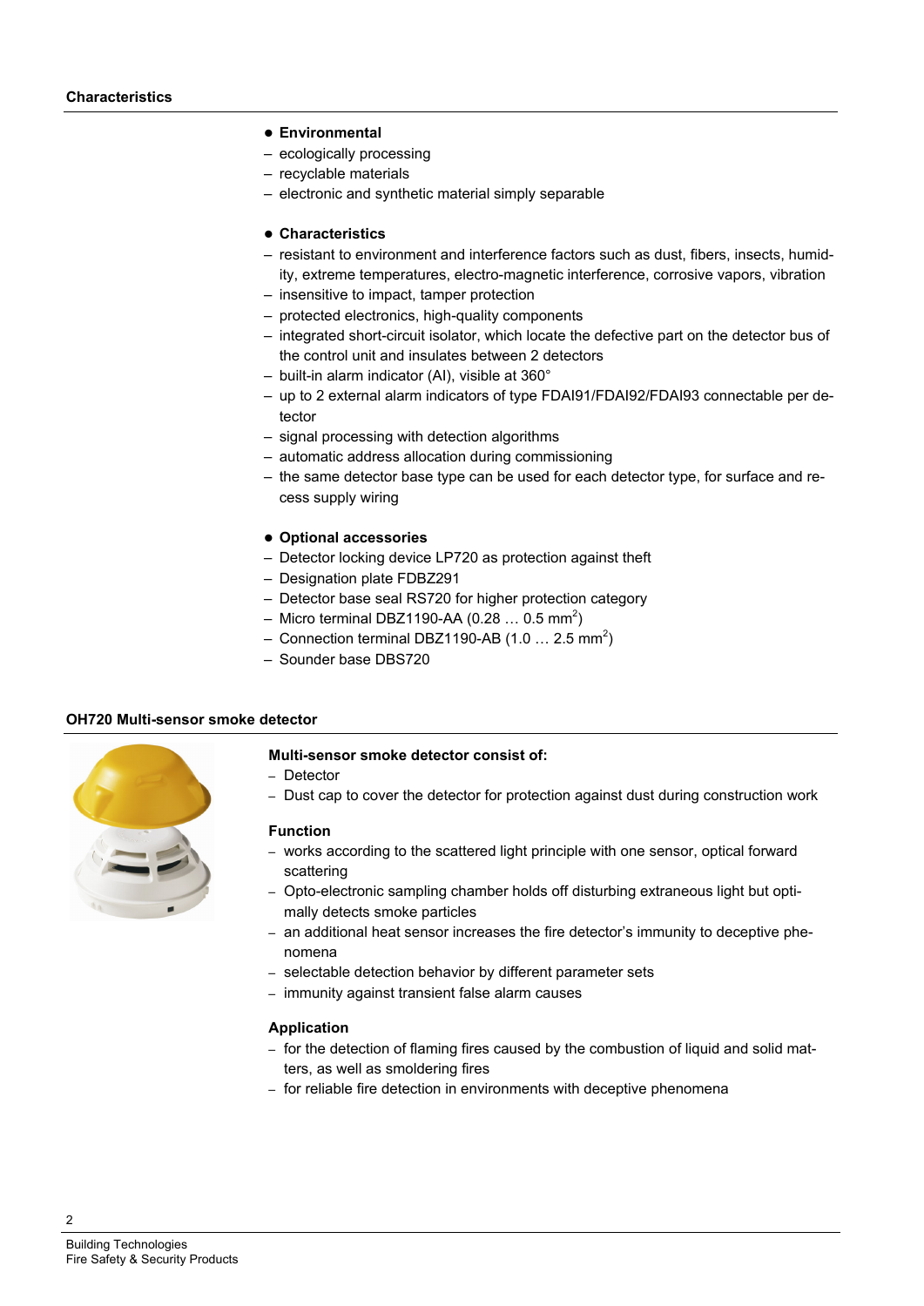## Characteristics

- **Environmental**
  - ecologically processing
  - recyclable materials
  - electronic and synthetic material simply separable

- **Characteristics**
  - resistant to environment and interference factors such as dust, fibers, insects, humidity, extreme temperatures, electro-magnetic interference, corrosive vapors, vibration
  - insensitive to impact, tamper protection
  - protected electronics, high-quality components
  - integrated short-circuit isolator, which locate the defective part on the detector bus of the control unit and insulates between 2 detectors
  - built-in alarm indicator (AI), visible at 360°
  - up to 2 external alarm indicators of type FDAI91/FDAI92/FDAI93 connectable per detector
  - signal processing with detection algorithms
  - automatic address allocation during commissioning
  - the same detector base type can be used for each detector type, for surface and recess supply wiring

- **Optional accessories**
  - Detector locking device LP720 as protection against theft
  - Designation plate FDBZ291
  - Detector base seal RS720 for higher protection category
  - Micro terminal DBZ1190-AA (0.28 … 0.5 $mm^2$)
  - Connection terminal DBZ1190-AB (1.0 … 2.5 $mm^2$)
  - Sounder base DBS720

## OH720 Multi-sensor smoke detector

**Multi-sensor smoke detector consist of:**

- Detector
- Dust cap to cover the detector for protection against dust during construction work

**Function**

- works according to the scattered light principle with one sensor, optical forward scattering
- Opto-electronic sampling chamber holds off disturbing extraneous light but optimally detects smoke particles
- an additional heat sensor increases the fire detector's immunity to deceptive phenomena
- selectable detection behavior by different parameter sets
- immunity against transient false alarm causes

**Application**

- for the detection of flaming fires caused by the combustion of liquid and solid matters, as well as smoldering fires
- for reliable fire detection in environments with deceptive phenomena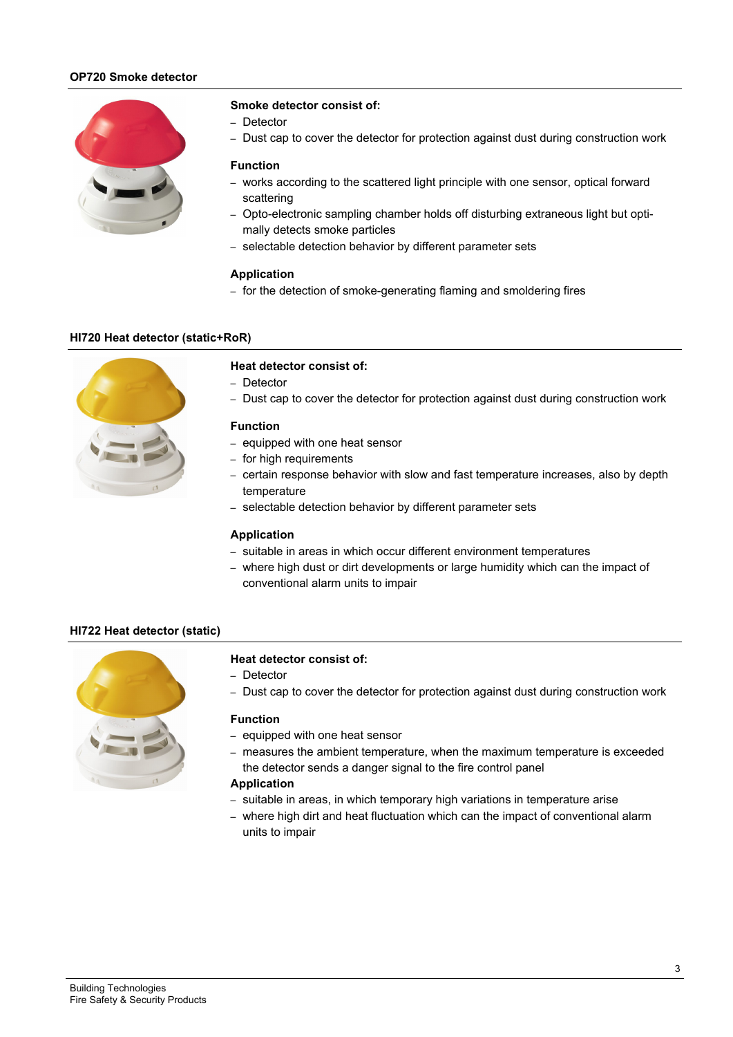## OP720 Smoke detector

**Smoke detector consist of:**

- Detector
- Dust cap to cover the detector for protection against dust during construction work

**Function**

- works according to the scattered light principle with one sensor, optical forward scattering
- Opto-electronic sampling chamber holds off disturbing extraneous light but optimally detects smoke particles
- selectable detection behavior by different parameter sets

**Application**

- for the detection of smoke-generating flaming and smoldering fires

## HI720 Heat detector (static+RoR)

**Heat detector consist of:**

- Detector
- Dust cap to cover the detector for protection against dust during construction work

**Function**

- equipped with one heat sensor
- for high requirements
- certain response behavior with slow and fast temperature increases, also by depth temperature
- selectable detection behavior by different parameter sets

**Application**

- suitable in areas in which occur different environment temperatures
- where high dust or dirt developments or large humidity which can the impact of conventional alarm units to impair

## HI722 Heat detector (static)

**Heat detector consist of:**

- Detector
- Dust cap to cover the detector for protection against dust during construction work

**Function**

- equipped with one heat sensor
- measures the ambient temperature, when the maximum temperature is exceeded the detector sends a danger signal to the fire control panel

**Application**

- suitable in areas, in which temporary high variations in temperature arise
- where high dirt and heat fluctuation which can the impact of conventional alarm units to impair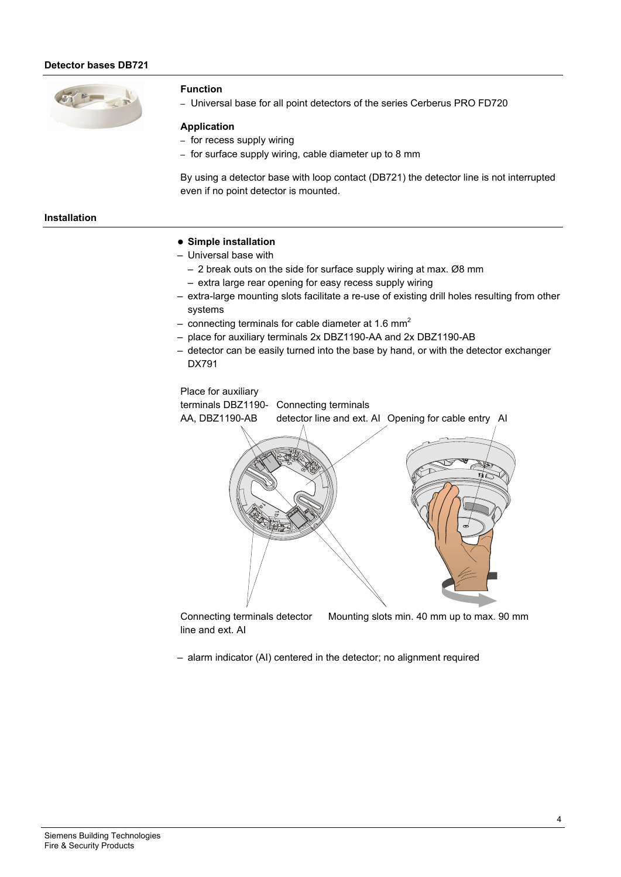## Detector bases DB721

### Function

- Universal base for all point detectors of the series Cerberus PRO FD720

### Application

- for recess supply wiring
- for surface supply wiring, cable diameter up to 8 mm

By using a detector base with loop contact (DB721) the detector line is not interrupted even if no point detector is mounted.

## Installation

- **Simple installation**
- Universal base with
  - 2 break outs on the side for surface supply wiring at max. Ø8 mm
  - extra large rear opening for easy recess supply wiring
- extra-large mounting slots facilitate a re-use of existing drill holes resulting from other systems
- connecting terminals for cable diameter at 1.6 $mm^2$
- place for auxiliary terminals 2x DBZ1190-AA and 2x DBZ1190-AB
- detector can be easily turned into the base by hand, or with the detector exchanger DX791

Place for auxiliary terminals DBZ1190-AA, DBZ1190-AB

Connecting terminals detector line and ext. AI

Opening for cable entry

AI

Connecting terminals detector line and ext. AI

Mounting slots min. 40 mm up to max. 90 mm

- alarm indicator (AI) centered in the detector; no alignment required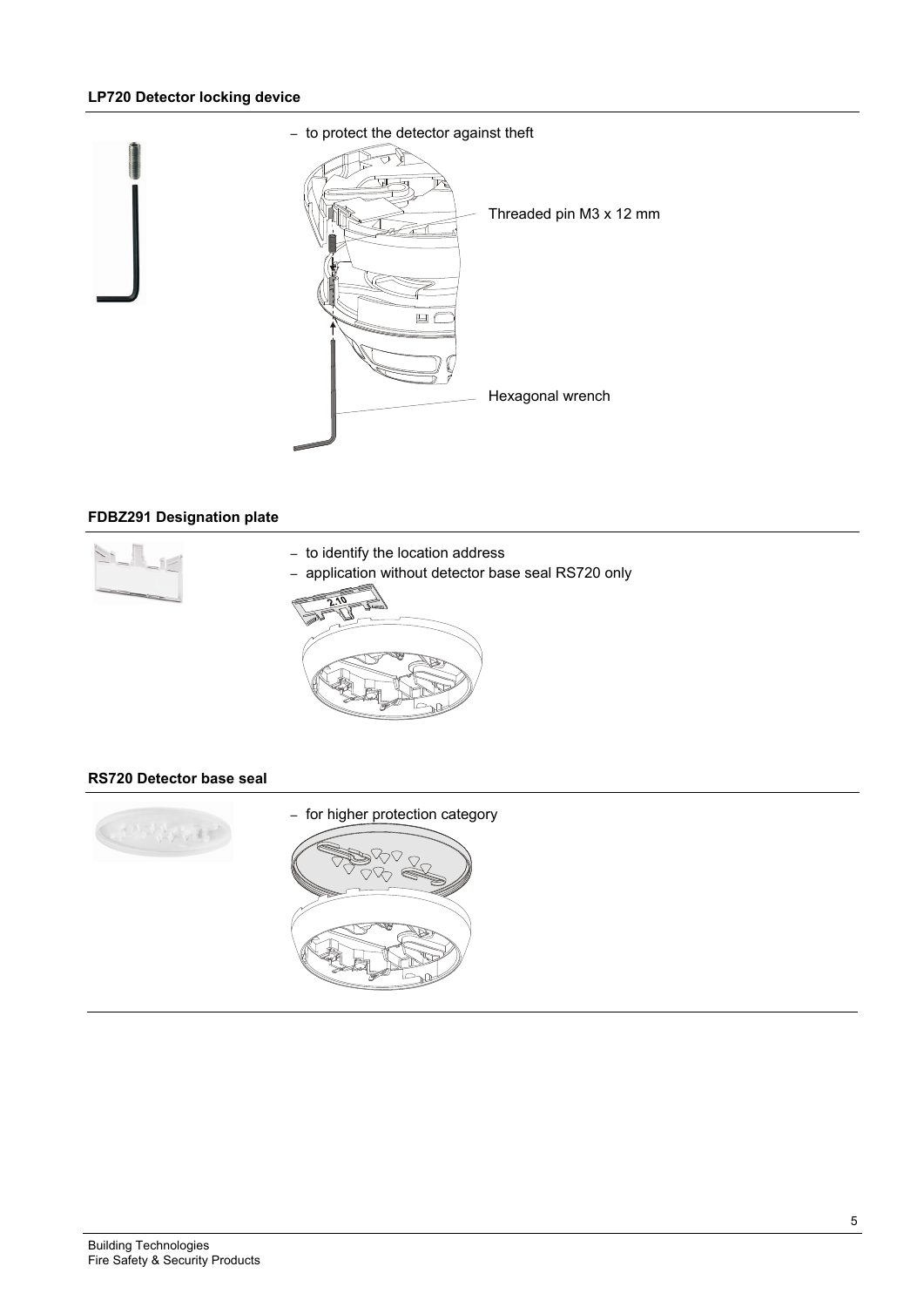### LP720 Detector locking device

– to protect the detector against theft

Threaded pin M3 x 12 mm

Hexagonal wrench

### FDBZ291 Designation plate

– to identify the location address
– application without detector base seal RS720 only

### RS720 Detector base seal

– for higher protection category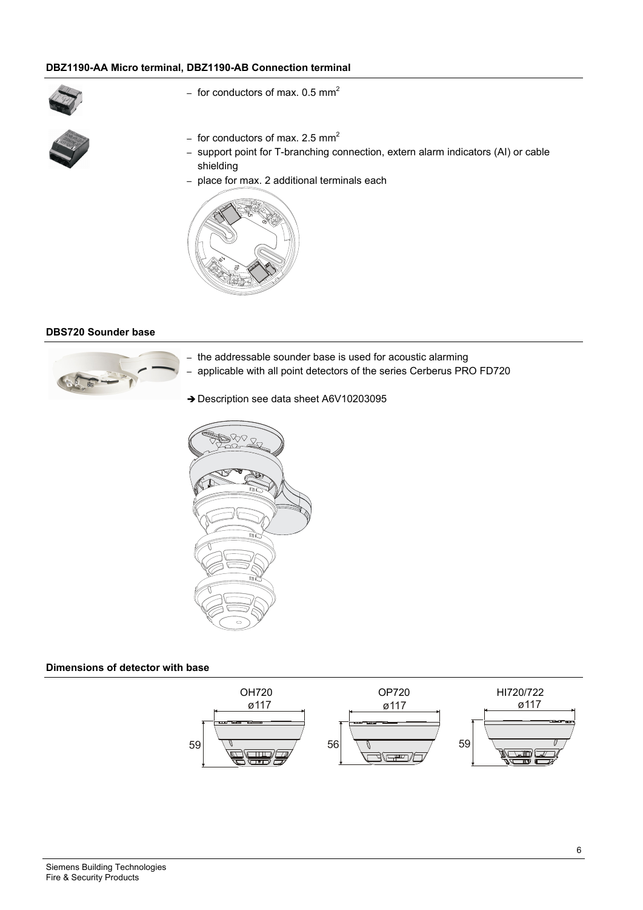### DBZ1190-AA Micro terminal, DBZ1190-AB Connection terminal

- for conductors of max. 0.5 mm²

- for conductors of max. 2.5 mm²
- support point for T-branching connection, extern alarm indicators (AI) or cable shielding
- place for max. 2 additional terminals each

### DBS720 Sounder base

- the addressable sounder base is used for acoustic alarming
- applicable with all point detectors of the series Cerberus PRO FD720

➔ Description see data sheet A6V10203095

### Dimensions of detector with base

| | OH720 | OP720 | HI720/722 |
|---|---|---|---|
| Diameter | ø117 | ø117 | ø117 |
| Height | 59 | 56 | 59 |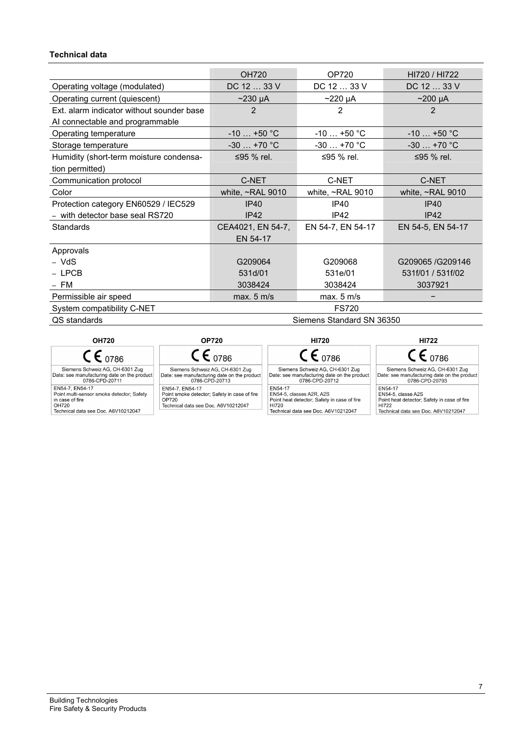**Technical data**

| | OH720 | OP720 | HI720 / HI722 |
|---|---|---|---|
| Operating voltage (modulated) | DC 12 … 33 V | DC 12 … 33 V | DC 12 … 33 V |
| Operating current (quiescent) | ~230 µA | ~220 µA | ~200 µA |
| Ext. alarm indicator without sounder base AI connectable and programmable | 2 | 2 | 2 |
| Operating temperature | -10 … +50 °C | -10 … +50 °C | -10 … +50 °C |
| Storage temperature | -30 … +70 °C | -30 … +70 °C | -30 … +70 °C |
| Humidity (short-term moisture condensation permitted) | ≤95 % rel. | ≤95 % rel. | ≤95 % rel. |
| Communication protocol | C-NET | C-NET | C-NET |
| Color | white, ~RAL 9010 | white, ~RAL 9010 | white, ~RAL 9010 |
| Protection category EN60529 / IEC529 | IP40 | IP40 | IP40 |
| – with detector base seal RS720 | IP42 | IP42 | IP42 |
| Standards | CEA4021, EN 54-7, EN 54-17 | EN 54-7, EN 54-17 | EN 54-5, EN 54-17 |
| Approvals | | | |
| – VdS | G209064 | G209068 | G209065 /G209146 |
| – LPCB | 531d/01 | 531e/01 | 531f/01 / 531f/02 |
| – FM | 3038424 | 3038424 | 3037921 |
| Permissible air speed | max. 5 m/s | max. 5 m/s | – |
| System compatibility C-NET | FS720 | | |
| QS standards | Siemens Standard SN 36350 | | |

**OH720**

CE 0786
Siemens Schweiz AG, CH-6301 Zug
Date: see manufacturing date on the product
0786-CPD-20711
EN54-7, EN54-17
Point multi-sensor smoke detector; Safety in case of fire
OH720
Technical data see Doc. A6V10212047

**OP720**

CE 0786
Siemens Schweiz AG, CH-6301 Zug
Date: see manufacturing date on the product
0786-CPD-20713
EN54-7, EN54-17
Point smoke detector; Safety in case of fire
OP720
Technical data see Doc. A6V10212047

**HI720**

CE 0786
Siemens Schweiz AG, CH-6301 Zug
Date: see manufacturing date on the product
0786-CPD-20712
EN54-17
EN54-5, classes A2R, A2S
Point heat detector; Safety in case of fire
HI720
Technical data see Doc. A6V10212047

**HI722**

CE 0786
Siemens Schweiz AG, CH-6301 Zug
Date: see manufacturing date on the product
0786-CPD-20793
EN54-17
EN54-5, classe A2S
Point heat detector; Safety in case of fire
HI722
Technical data see Doc. A6V10212047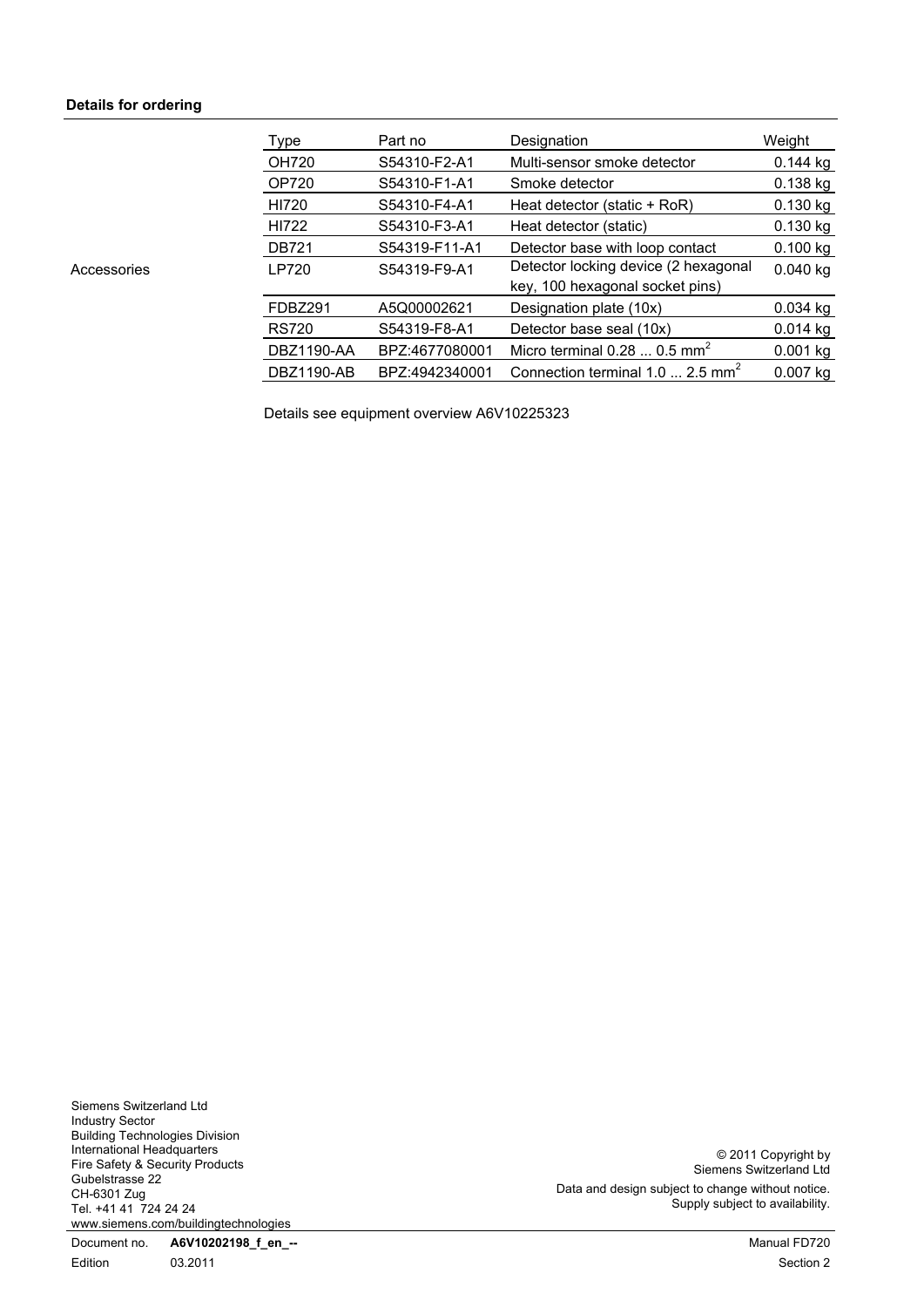**Details for ordering**

| Type | Part no | Designation | Weight |
|---|---|---|---|
| OH720 | S54310-F2-A1 | Multi-sensor smoke detector | 0.144 kg |
| OP720 | S54310-F1-A1 | Smoke detector | 0.138 kg |
| HI720 | S54310-F4-A1 | Heat detector (static + RoR) | 0.130 kg |
| HI722 | S54310-F3-A1 | Heat detector (static) | 0.130 kg |
| DB721 | S54319-F11-A1 | Detector base with loop contact | 0.100 kg |

Accessories

| Type | Part no | Designation | Weight |
|---|---|---|---|
| LP720 | S54319-F9-A1 | Detector locking device (2 hexagonal key, 100 hexagonal socket pins) | 0.040 kg |
| FDBZ291 | A5Q00002621 | Designation plate (10x) | 0.034 kg |
| RS720 | S54319-F8-A1 | Detector base seal (10x) | 0.014 kg |
| DBZ1190-AA | BPZ:4677080001 | Micro terminal 0.28 ... 0.5 mm$^2$ | 0.001 kg |
| DBZ1190-AB | BPZ:4942340001 | Connection terminal 1.0 ... 2.5 mm$^2$ | 0.007 kg |

Details see equipment overview A6V10225323

Siemens Switzerland Ltd
Industry Sector
Building Technologies Division
International Headquarters
Fire Safety & Security Products
Gubelstrasse 22
CH-6301 Zug
Tel. +41 41 724 24 24
www.siemens.com/buildingtechnologies

© 2011 Copyright by
Siemens Switzerland Ltd

Data and design subject to change without notice.
Supply subject to availability.

Document no. **A6V10202198_f_en_--**
Edition 03.2011